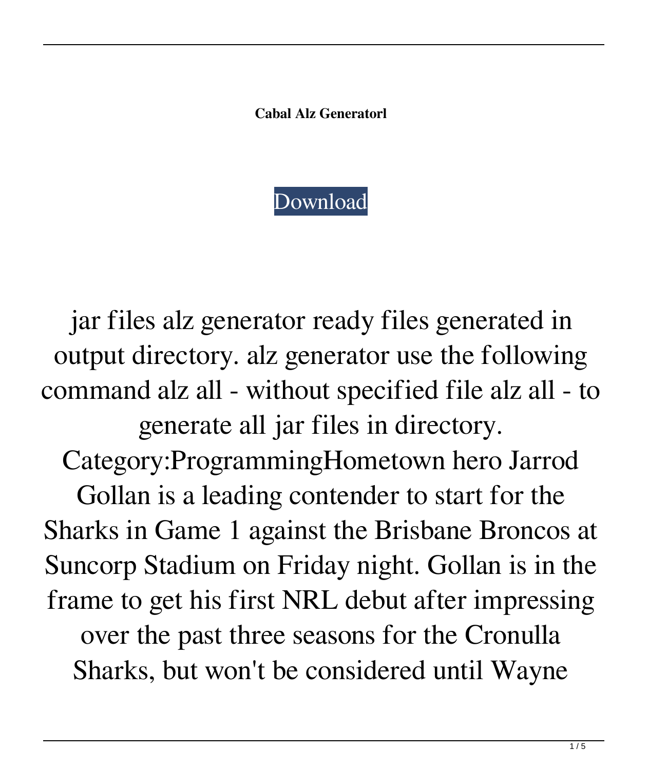**Cabal Alz Generatorl**

Download

jar files alz generator ready files generated in output directory. alz generator use the following command alz all - without specified file alz all - to generate all jar files in directory. Category:ProgrammingHometown hero Jarrod Gollan is a leading contender to start for the Sharks in Game 1 against the Brisbane Broncos at Suncorp Stadium on Friday night. Gollan is in the frame to get his first NRL debut after impressing over the past three seasons for the Cronulla Sharks, but won't be considered until Wayne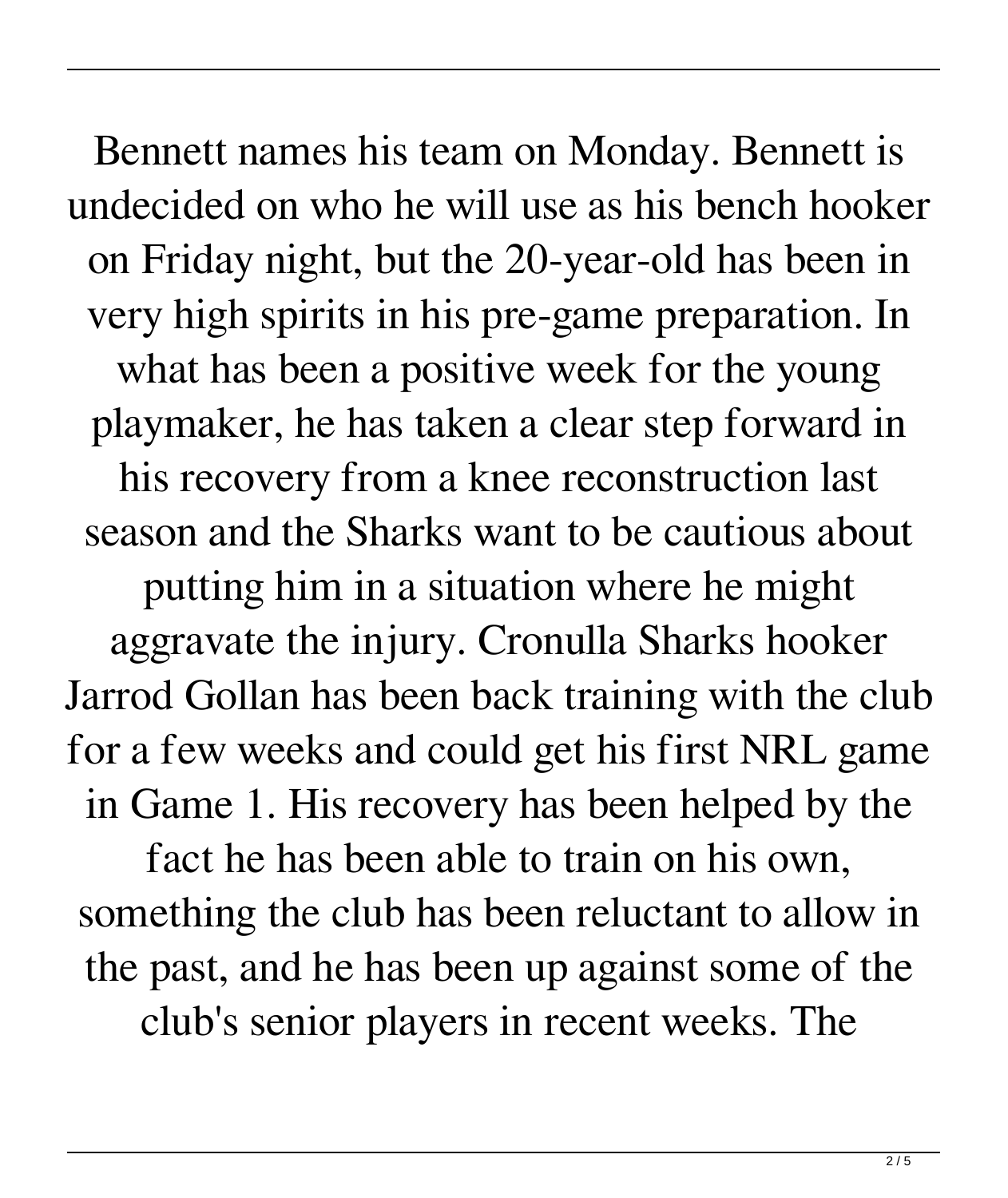Bennett names his team on Monday. Bennett is undecided on who he will use as his bench hooker on Friday night, but the 20-year-old has been in very high spirits in his pre-game preparation. In what has been a positive week for the young playmaker, he has taken a clear step forward in his recovery from a knee reconstruction last season and the Sharks want to be cautious about putting him in a situation where he might aggravate the injury. Cronulla Sharks hooker Jarrod Gollan has been back training with the club for a few weeks and could get his first NRL game in Game 1. His recovery has been helped by the fact he has been able to train on his own, something the club has been reluctant to allow in the past, and he has been up against some of the club's senior players in recent weeks. The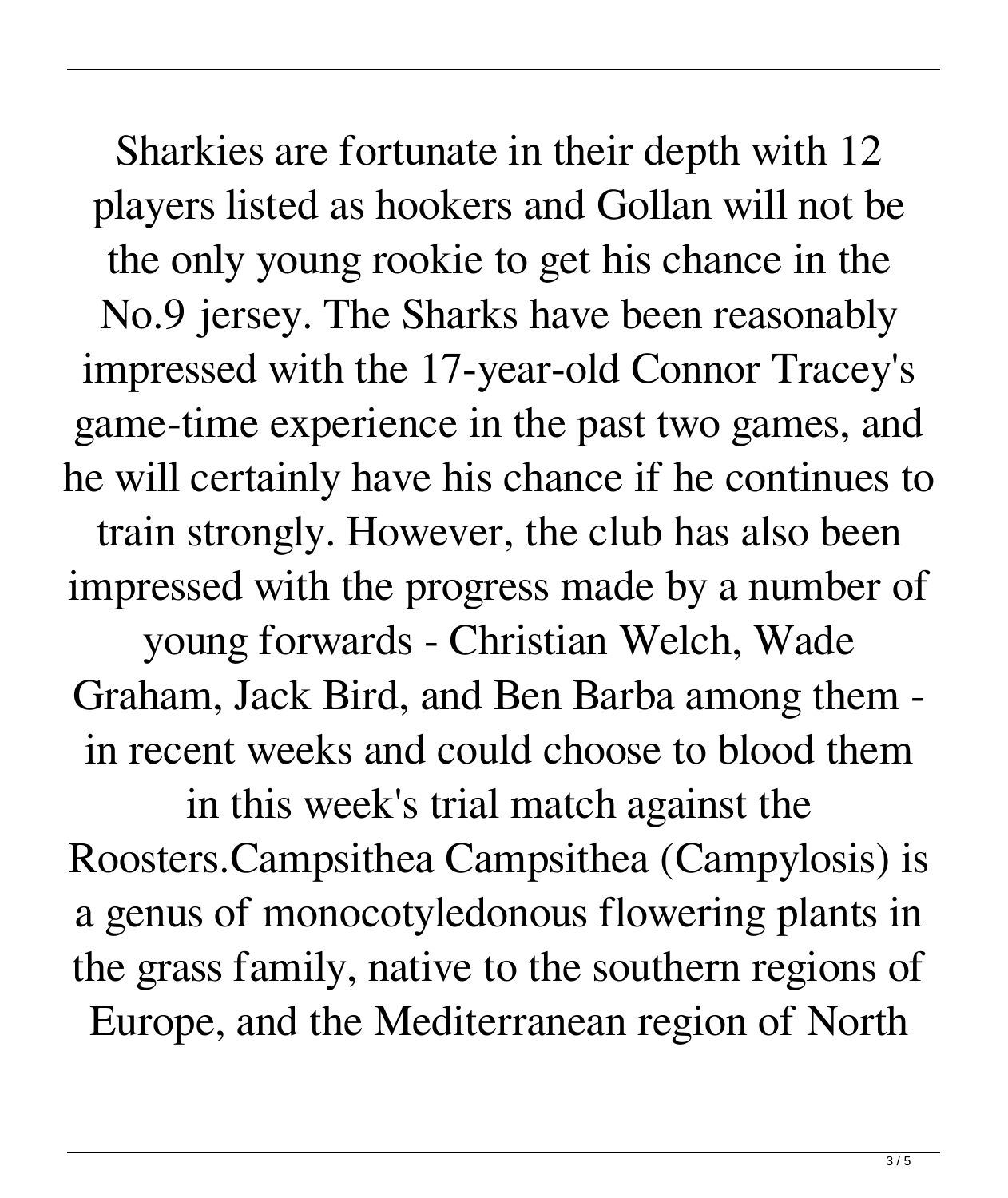Sharkies are fortunate in their depth with 12 players listed as hookers and Gollan will not be the only young rookie to get his chance in the No.9 jersey. The Sharks have been reasonably impressed with the 17-year-old Connor Tracey's game-time experience in the past two games, and he will certainly have his chance if he continues to train strongly. However, the club has also been impressed with the progress made by a number of young forwards - Christian Welch, Wade Graham, Jack Bird, and Ben Barba among them - in recent weeks and could choose to blood them in this week's trial match against the Roosters.Campsithea Campsithea (Campylosis) is a genus of monocotyledonous flowering plants in the grass family, native to the southern regions of Europe, and the Mediterranean region of North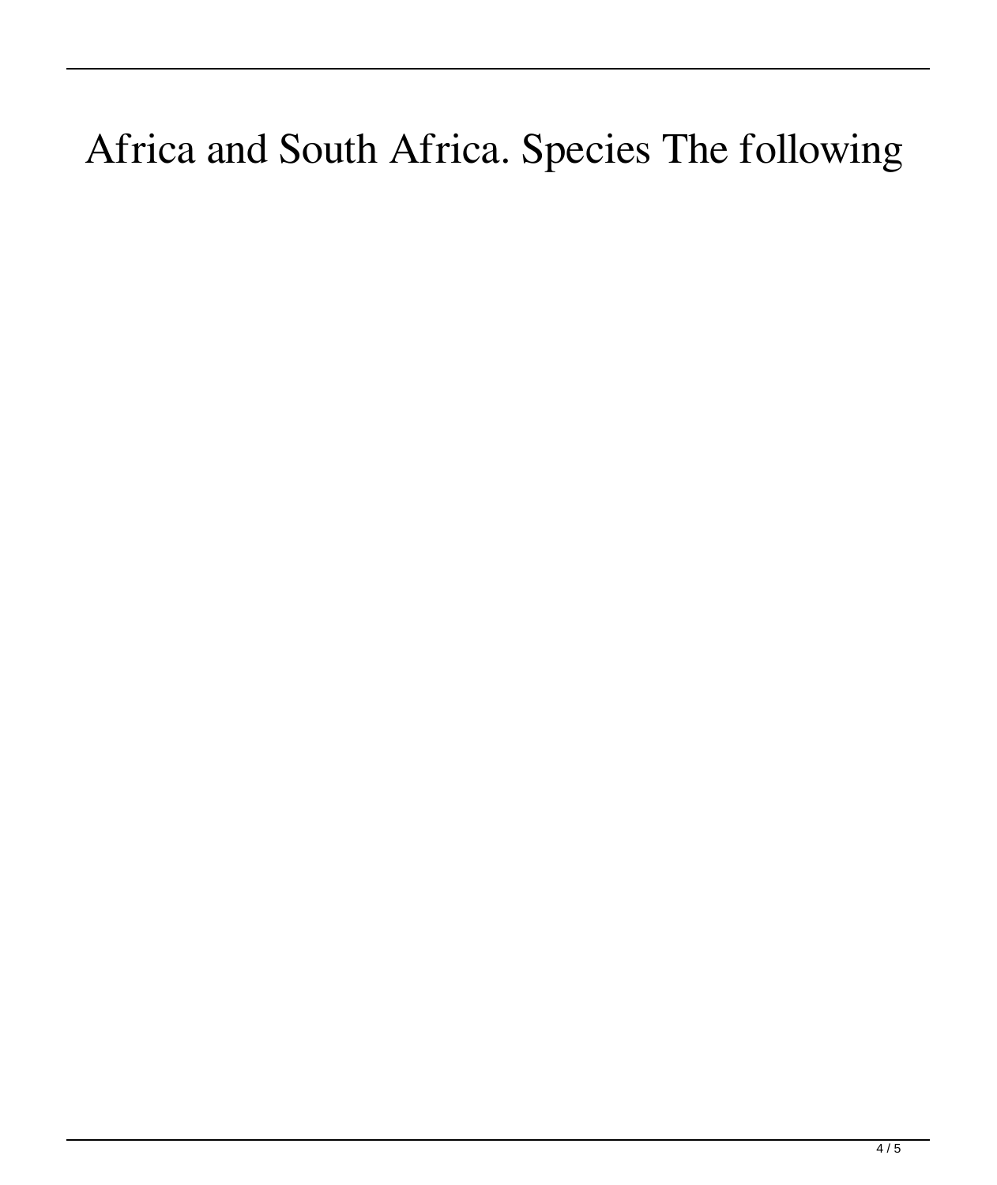Africa and South Africa. Species The following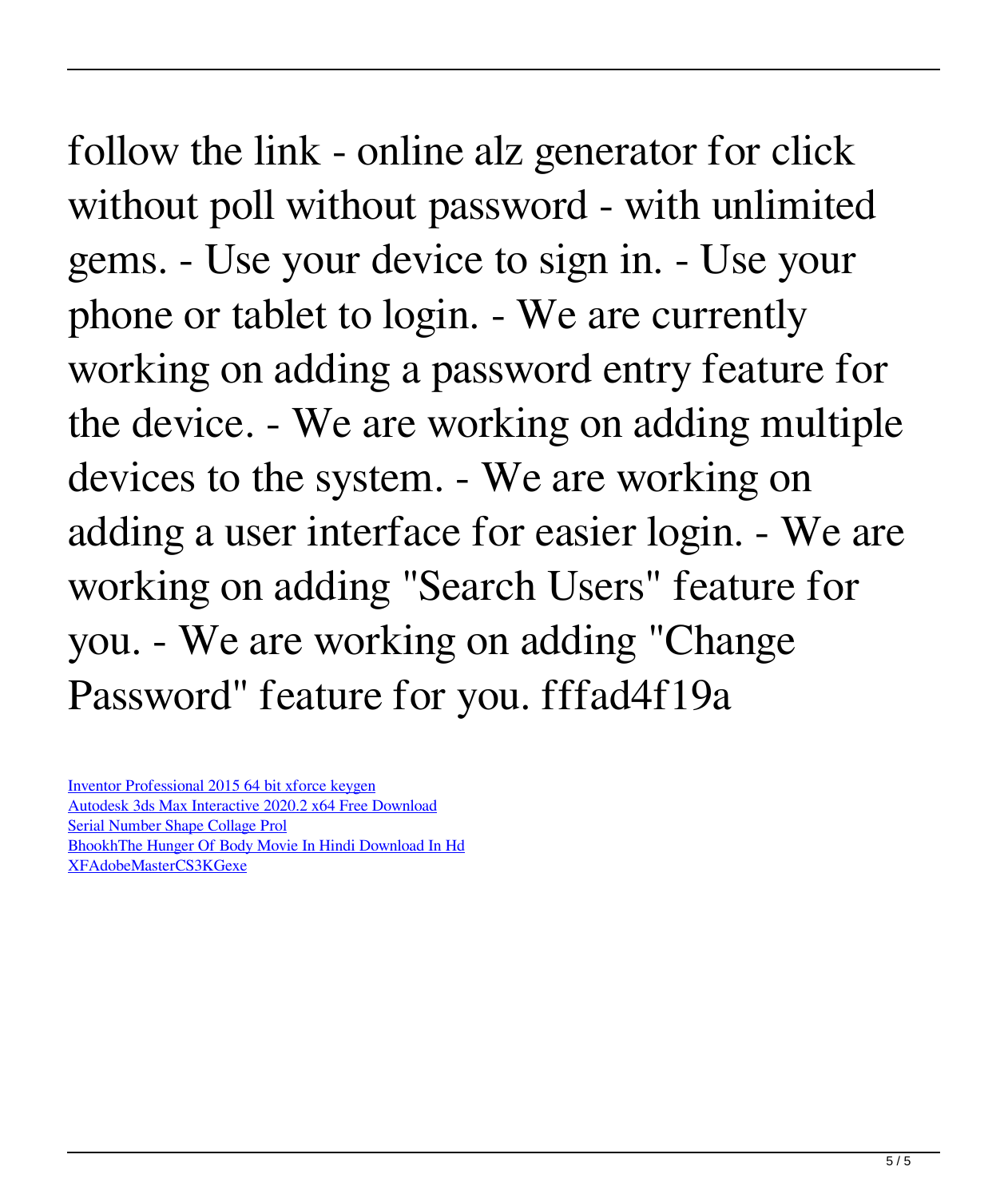follow the link - online alz generator for click without poll without password - with unlimited gems. - Use your device to sign in. - Use your phone or tablet to login. - We are currently working on adding a password entry feature for the device. - We are working on adding multiple devices to the system. - We are working on adding a user interface for easier login. - We are working on adding "Search Users" feature for you. - We are working on adding "Change Password" feature for you. fffad4f19a

Inventor Professional 2015 64 bit xforce keygen
Autodesk 3ds Max Interactive 2020.2 x64 Free Download
Serial Number Shape Collage Prol
BhookhThe Hunger Of Body Movie In Hindi Download In Hd
XFAdobeMasterCS3KGexe